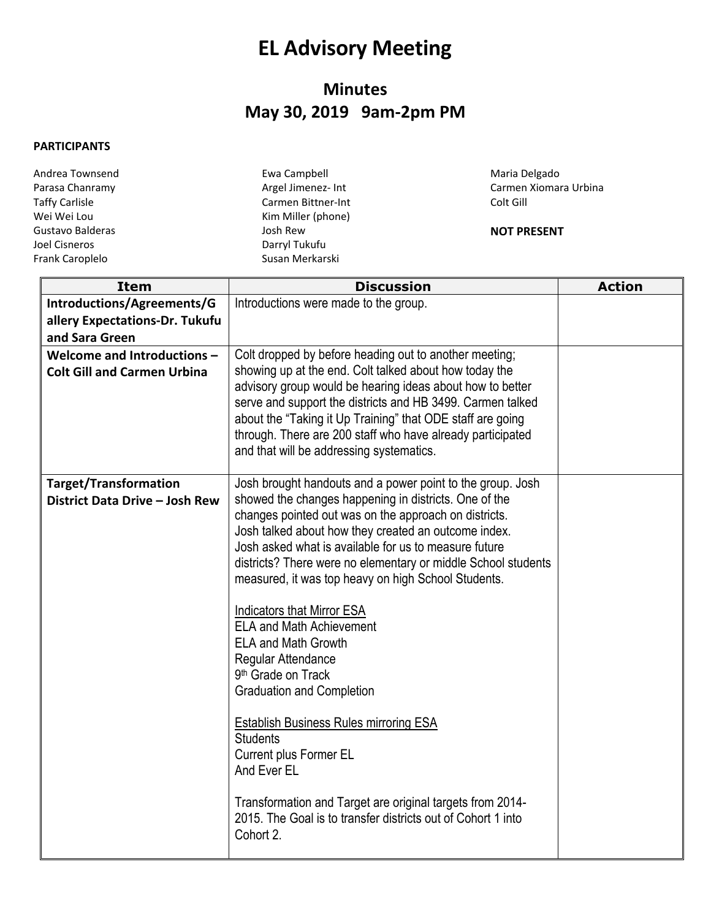# EL Advisory Meeting

## Minutes
## May 30, 2019 9am-2pm PM

**PARTICIPANTS**

Andrea Townsend
Parasa Chanramy
Taffy Carlisle
Wei Wei Lou
Gustavo Balderas
Joel Cisneros
Frank Caroplelo
Ewa Campbell
Argel Jimenez- Int
Carmen Bittner-Int
Kim Miller (phone)
Josh Rew
Darryl Tukufu
Susan Merkarski
Maria Delgado
Carmen Xiomara Urbina
Colt Gill

**NOT PRESENT**

| Item | Discussion | Action |
|---|---|---|
| **Introductions/Agreements/Gallery Expectations-Dr. Tukufu and Sara Green** | Introductions were made to the group. | |
| **Welcome and Introductions – Colt Gill and Carmen Urbina** | Colt dropped by before heading out to another meeting; showing up at the end. Colt talked about how today the advisory group would be hearing ideas about how to better serve and support the districts and HB 3499. Carmen talked about the "Taking it Up Training" that ODE staff are going through. There are 200 staff who have already participated and that will be addressing systematics. | |
| **Target/Transformation District Data Drive – Josh Rew** | Josh brought handouts and a power point to the group. Josh showed the changes happening in districts. One of the changes pointed out was on the approach on districts. Josh talked about how they created an outcome index. Josh asked what is available for us to measure future districts? There were no elementary or middle School students measured, it was top heavy on high School Students.<br><br><u>Indicators that Mirror ESA</u><br>ELA and Math Achievement<br>ELA and Math Growth<br>Regular Attendance<br>9th Grade on Track<br>Graduation and Completion<br><br><u>Establish Business Rules mirroring ESA</u><br>Students<br>Current plus Former EL<br>And Ever EL<br><br>Transformation and Target are original targets from 2014-2015. The Goal is to transfer districts out of Cohort 1 into Cohort 2. | |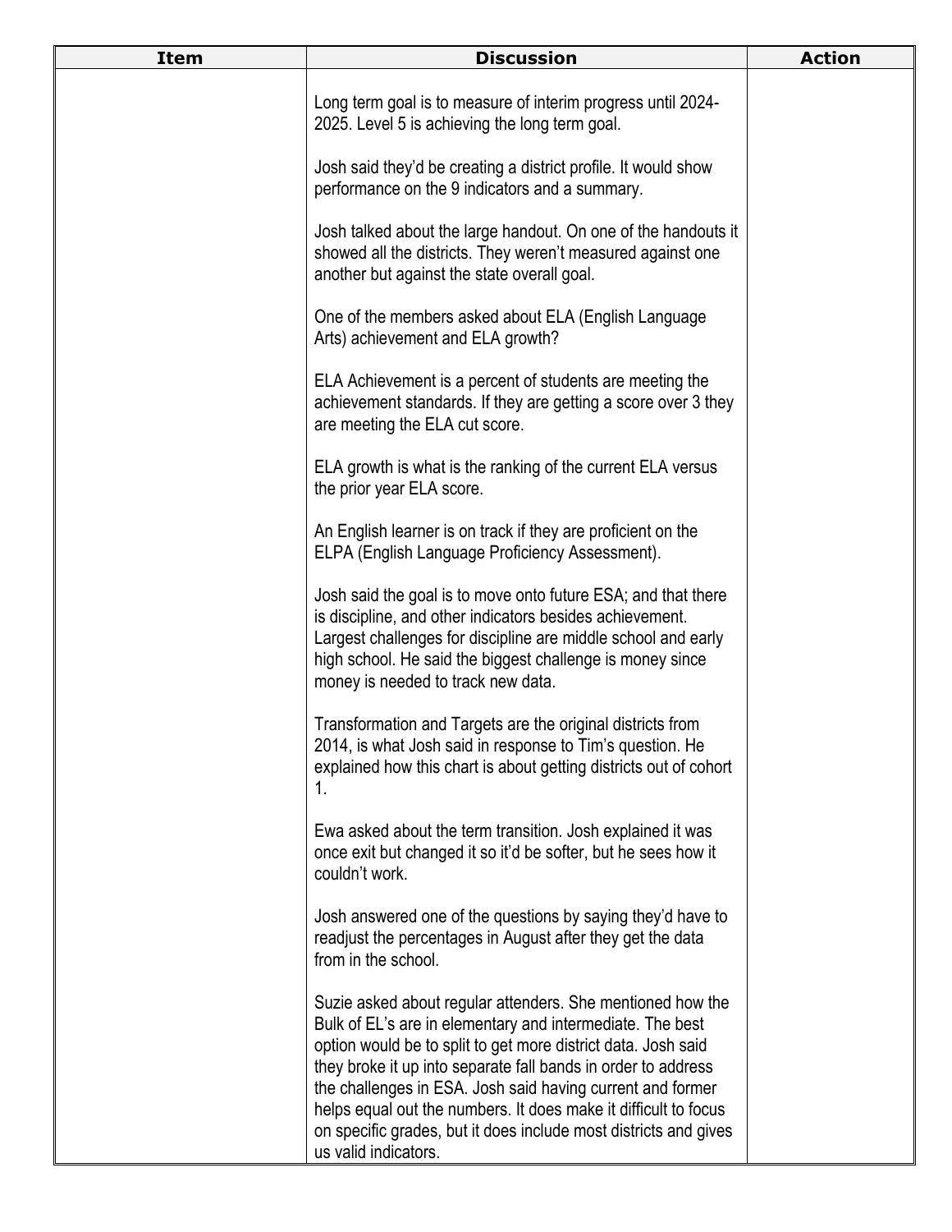| Item | Discussion | Action |
| --- | --- | --- |
| | Long term goal is to measure of interim progress until 2024-2025. Level 5 is achieving the long term goal.<br><br>Josh said they'd be creating a district profile. It would show performance on the 9 indicators and a summary.<br><br>Josh talked about the large handout. On one of the handouts it showed all the districts. They weren't measured against one another but against the state overall goal.<br><br>One of the members asked about ELA (English Language Arts) achievement and ELA growth?<br><br>ELA Achievement is a percent of students are meeting the achievement standards. If they are getting a score over 3 they are meeting the ELA cut score.<br><br>ELA growth is what is the ranking of the current ELA versus the prior year ELA score.<br><br>An English learner is on track if they are proficient on the ELPA (English Language Proficiency Assessment).<br><br>Josh said the goal is to move onto future ESA; and that there is discipline, and other indicators besides achievement. Largest challenges for discipline are middle school and early high school. He said the biggest challenge is money since money is needed to track new data.<br><br>Transformation and Targets are the original districts from 2014, is what Josh said in response to Tim's question. He explained how this chart is about getting districts out of cohort 1.<br><br>Ewa asked about the term transition. Josh explained it was once exit but changed it so it'd be softer, but he sees how it couldn't work.<br><br>Josh answered one of the questions by saying they'd have to readjust the percentages in August after they get the data from in the school.<br><br>Suzie asked about regular attenders. She mentioned how the Bulk of EL's are in elementary and intermediate. The best option would be to split to get more district data. Josh said they broke it up into separate fall bands in order to address the challenges in ESA. Josh said having current and former helps equal out the numbers. It does make it difficult to focus on specific grades, but it does include most districts and gives us valid indicators. | |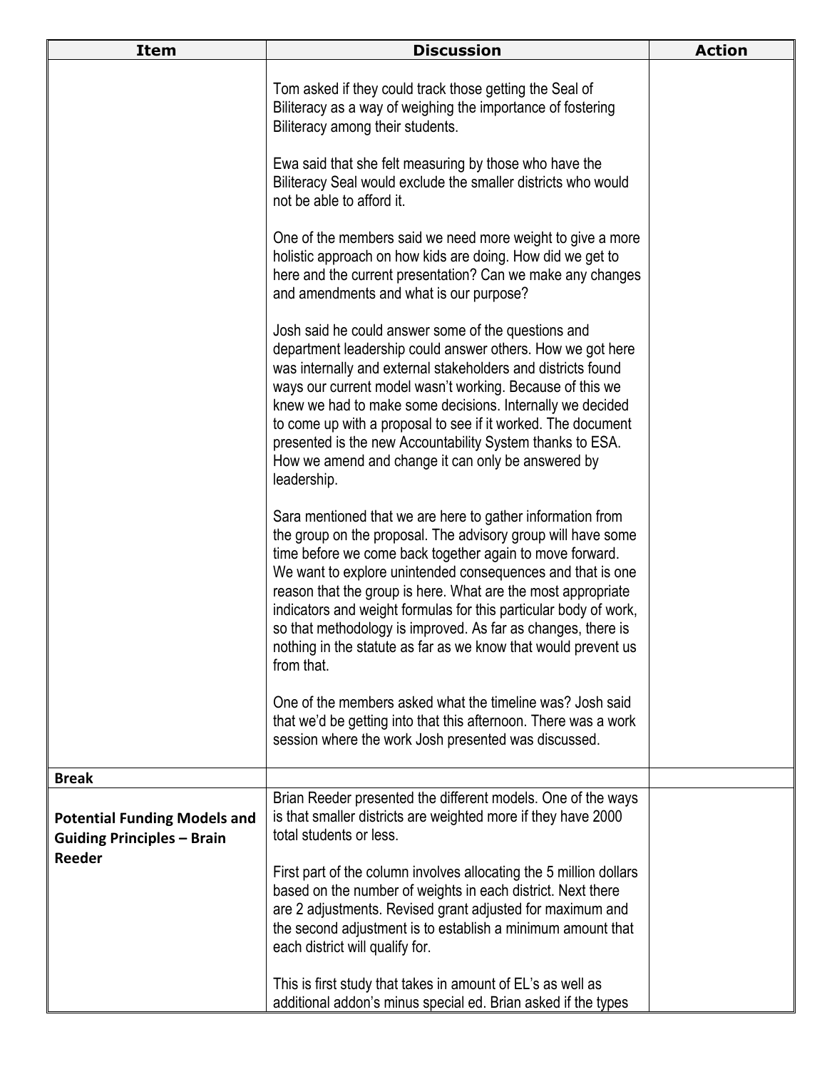| Item | Discussion | Action |
|---|---|---|
| | Tom asked if they could track those getting the Seal of Biliteracy as a way of weighing the importance of fostering Biliteracy among their students.<br><br>Ewa said that she felt measuring by those who have the Biliteracy Seal would exclude the smaller districts who would not be able to afford it.<br><br>One of the members said we need more weight to give a more holistic approach on how kids are doing. How did we get to here and the current presentation? Can we make any changes and amendments and what is our purpose?<br><br>Josh said he could answer some of the questions and department leadership could answer others. How we got here was internally and external stakeholders and districts found ways our current model wasn't working. Because of this we knew we had to make some decisions. Internally we decided to come up with a proposal to see if it worked. The document presented is the new Accountability System thanks to ESA. How we amend and change it can only be answered by leadership.<br><br>Sara mentioned that we are here to gather information from the group on the proposal. The advisory group will have some time before we come back together again to move forward. We want to explore unintended consequences and that is one reason that the group is here. What are the most appropriate indicators and weight formulas for this particular body of work, so that methodology is improved. As far as changes, there is nothing in the statute as far as we know that would prevent us from that.<br><br>One of the members asked what the timeline was? Josh said that we'd be getting into that this afternoon. There was a work session where the work Josh presented was discussed. | |
| **Break** | | |
| **Potential Funding Models and Guiding Principles – Brain Reeder** | Brian Reeder presented the different models. One of the ways is that smaller districts are weighted more if they have 2000 total students or less.<br><br>First part of the column involves allocating the 5 million dollars based on the number of weights in each district. Next there are 2 adjustments. Revised grant adjusted for maximum and the second adjustment is to establish a minimum amount that each district will qualify for.<br><br>This is first study that takes in amount of EL's as well as additional addon's minus special ed. Brian asked if the types | |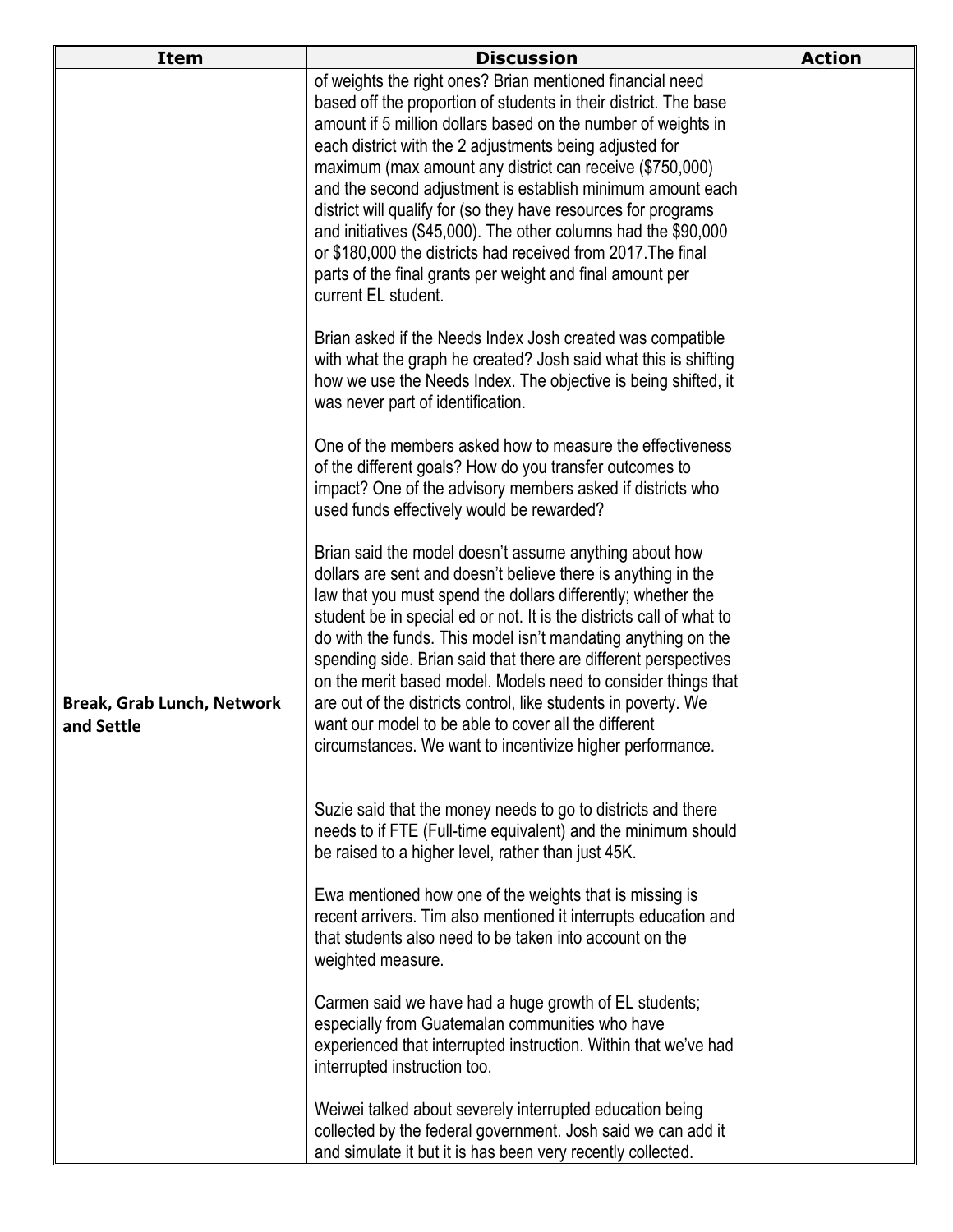| Item | Discussion | Action |
| --- | --- | --- |
| Break, Grab Lunch, Network and Settle | of weights the right ones? Brian mentioned financial need based off the proportion of students in their district. The base amount if 5 million dollars based on the number of weights in each district with the 2 adjustments being adjusted for maximum (max amount any district can receive ($750,000) and the second adjustment is establish minimum amount each district will qualify for (so they have resources for programs and initiatives ($45,000). The other columns had the $90,000 or $180,000 the districts had received from 2017.The final parts of the final grants per weight and final amount per current EL student.<br><br>Brian asked if the Needs Index Josh created was compatible with what the graph he created? Josh said what this is shifting how we use the Needs Index. The objective is being shifted, it was never part of identification.<br><br>One of the members asked how to measure the effectiveness of the different goals? How do you transfer outcomes to impact? One of the advisory members asked if districts who used funds effectively would be rewarded?<br><br>Brian said the model doesn't assume anything about how dollars are sent and doesn't believe there is anything in the law that you must spend the dollars differently; whether the student be in special ed or not. It is the districts call of what to do with the funds. This model isn't mandating anything on the spending side. Brian said that there are different perspectives on the merit based model. Models need to consider things that are out of the districts control, like students in poverty. We want our model to be able to cover all the different circumstances. We want to incentivize higher performance.<br><br>Suzie said that the money needs to go to districts and there needs to if FTE (Full-time equivalent) and the minimum should be raised to a higher level, rather than just 45K.<br><br>Ewa mentioned how one of the weights that is missing is recent arrivers. Tim also mentioned it interrupts education and that students also need to be taken into account on the weighted measure.<br><br>Carmen said we have had a huge growth of EL students; especially from Guatemalan communities who have experienced that interrupted instruction. Within that we've had interrupted instruction too.<br><br>Weiwei talked about severely interrupted education being collected by the federal government. Josh said we can add it and simulate it but it is has been very recently collected. | |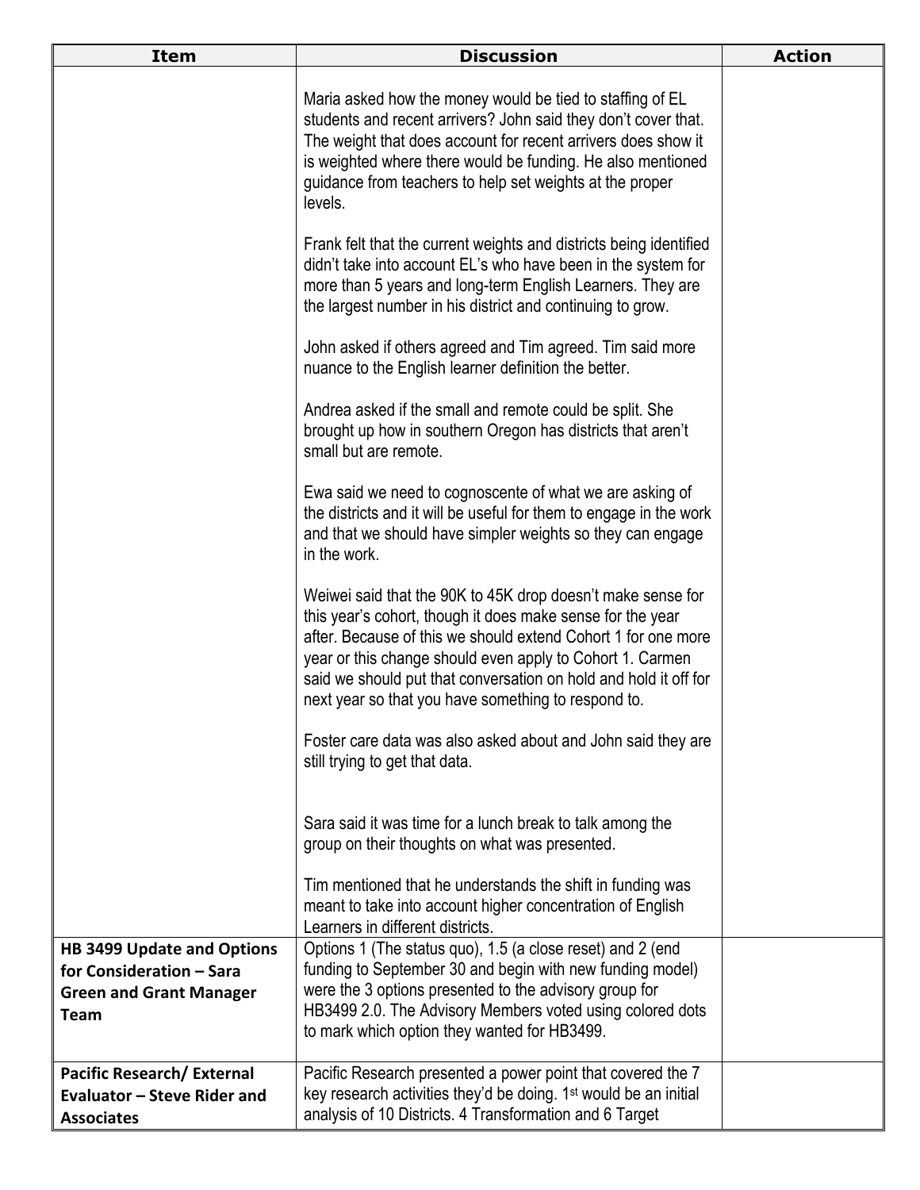| Item | Discussion | Action |
|---|---|---|
| | Maria asked how the money would be tied to staffing of EL students and recent arrivers? John said they don't cover that. The weight that does account for recent arrivers does show it is weighted where there would be funding. He also mentioned guidance from teachers to help set weights at the proper levels.<br><br>Frank felt that the current weights and districts being identified didn't take into account EL's who have been in the system for more than 5 years and long-term English Learners. They are the largest number in his district and continuing to grow.<br><br>John asked if others agreed and Tim agreed. Tim said more nuance to the English learner definition the better.<br><br>Andrea asked if the small and remote could be split. She brought up how in southern Oregon has districts that aren't small but are remote.<br><br>Ewa said we need to cognoscente of what we are asking of the districts and it will be useful for them to engage in the work and that we should have simpler weights so they can engage in the work.<br><br>Weiwei said that the 90K to 45K drop doesn't make sense for this year's cohort, though it does make sense for the year after. Because of this we should extend Cohort 1 for one more year or this change should even apply to Cohort 1. Carmen said we should put that conversation on hold and hold it off for next year so that you have something to respond to.<br><br>Foster care data was also asked about and John said they are still trying to get that data.<br><br>Sara said it was time for a lunch break to talk among the group on their thoughts on what was presented.<br><br>Tim mentioned that he understands the shift in funding was meant to take into account higher concentration of English Learners in different districts. | |
| **HB 3499 Update and Options for Consideration – Sara Green and Grant Manager Team** | Options 1 (The status quo), 1.5 (a close reset) and 2 (end funding to September 30 and begin with new funding model) were the 3 options presented to the advisory group for HB3499 2.0. The Advisory Members voted using colored dots to mark which option they wanted for HB3499. | |
| **Pacific Research/ External Evaluator – Steve Rider and Associates** | Pacific Research presented a power point that covered the 7 key research activities they'd be doing. 1st would be an initial analysis of 10 Districts. 4 Transformation and 6 Target | |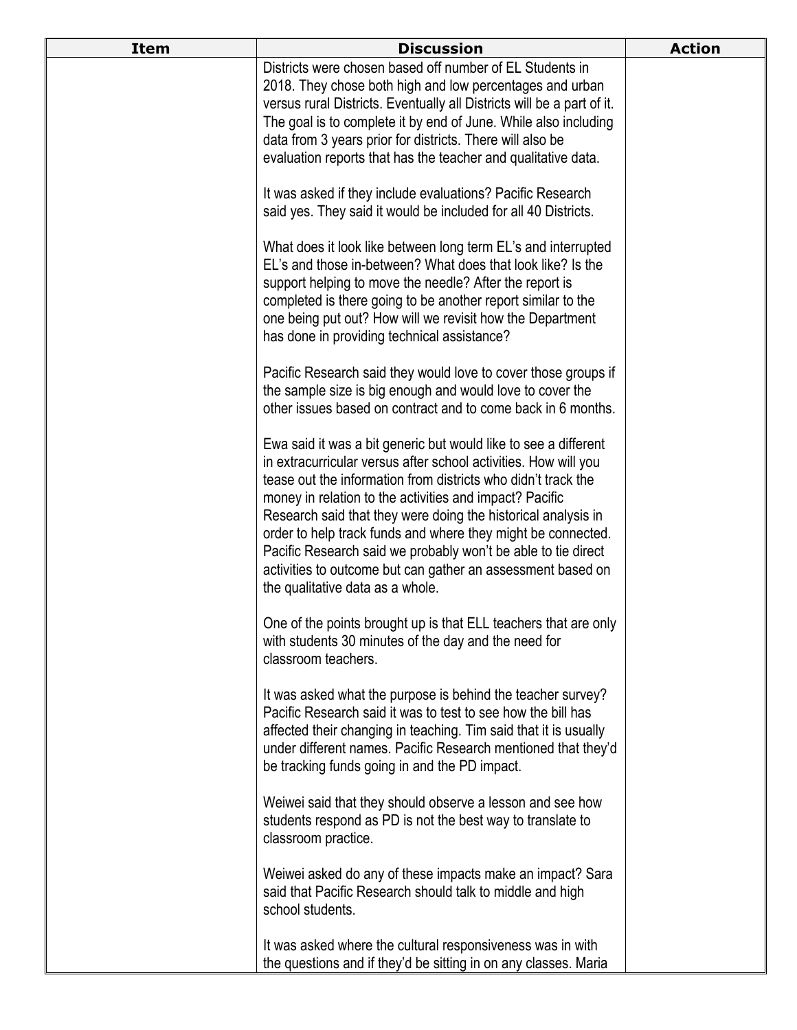| Item | Discussion | Action |
| --- | --- | --- |
| | Districts were chosen based off number of EL Students in 2018. They chose both high and low percentages and urban versus rural Districts. Eventually all Districts will be a part of it. The goal is to complete it by end of June. While also including data from 3 years prior for districts. There will also be evaluation reports that has the teacher and qualitative data.<br><br>It was asked if they include evaluations? Pacific Research said yes. They said it would be included for all 40 Districts.<br><br>What does it look like between long term EL's and interrupted EL's and those in-between? What does that look like? Is the support helping to move the needle? After the report is completed is there going to be another report similar to the one being put out? How will we revisit how the Department has done in providing technical assistance?<br><br>Pacific Research said they would love to cover those groups if the sample size is big enough and would love to cover the other issues based on contract and to come back in 6 months.<br><br>Ewa said it was a bit generic but would like to see a different in extracurricular versus after school activities. How will you tease out the information from districts who didn't track the money in relation to the activities and impact? Pacific Research said that they were doing the historical analysis in order to help track funds and where they might be connected. Pacific Research said we probably won't be able to tie direct activities to outcome but can gather an assessment based on the qualitative data as a whole.<br><br>One of the points brought up is that ELL teachers that are only with students 30 minutes of the day and the need for classroom teachers.<br><br>It was asked what the purpose is behind the teacher survey? Pacific Research said it was to test to see how the bill has affected their changing in teaching. Tim said that it is usually under different names. Pacific Research mentioned that they'd be tracking funds going in and the PD impact.<br><br>Weiwei said that they should observe a lesson and see how students respond as PD is not the best way to translate to classroom practice.<br><br>Weiwei asked do any of these impacts make an impact? Sara said that Pacific Research should talk to middle and high school students.<br><br>It was asked where the cultural responsiveness was in with the questions and if they'd be sitting in on any classes. Maria | |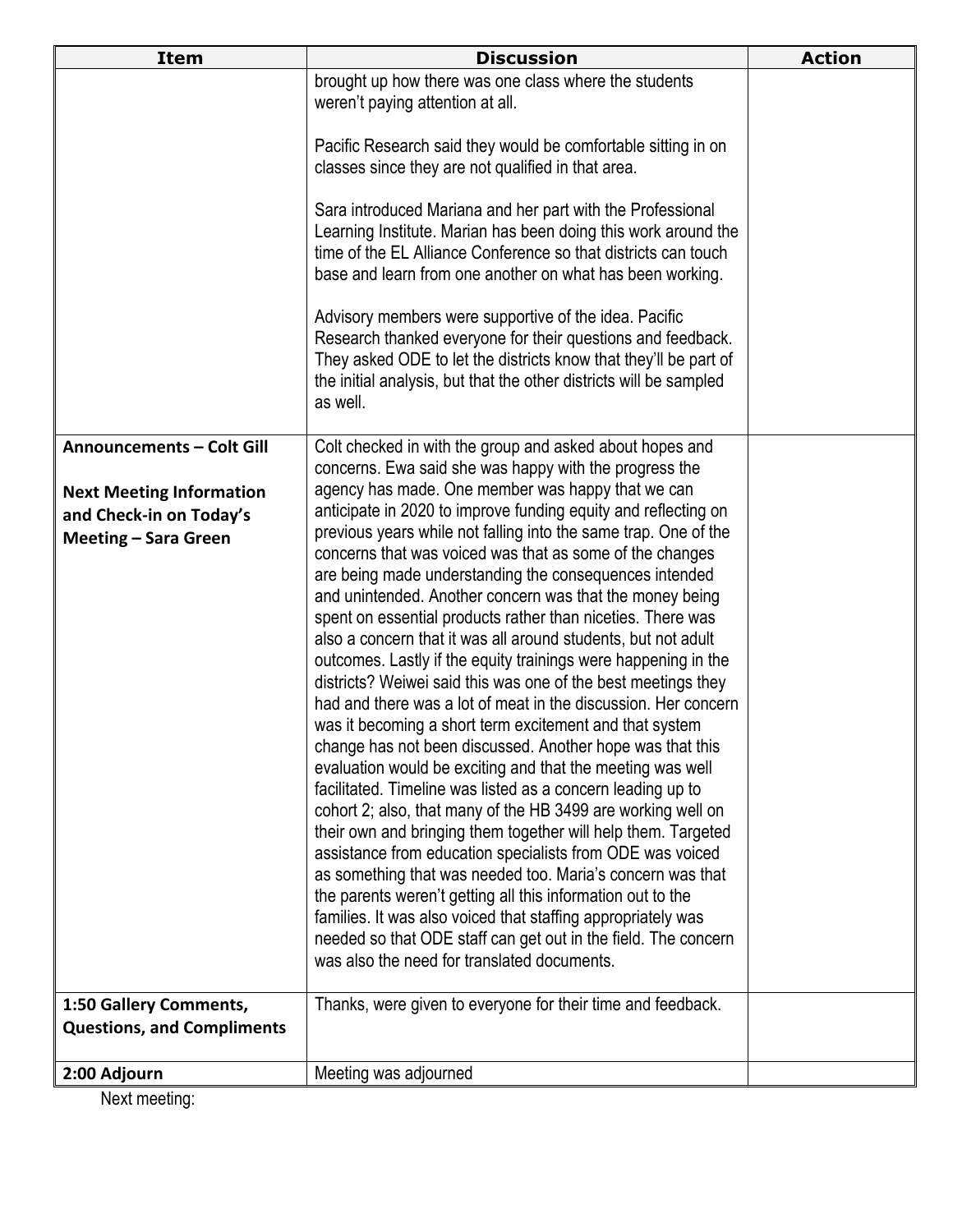| Item | Discussion | Action |
|---|---|---|
| | brought up how there was one class where the students weren't paying attention at all.<br><br>Pacific Research said they would be comfortable sitting in on classes since they are not qualified in that area.<br><br>Sara introduced Mariana and her part with the Professional Learning Institute. Marian has been doing this work around the time of the EL Alliance Conference so that districts can touch base and learn from one another on what has been working.<br><br>Advisory members were supportive of the idea. Pacific Research thanked everyone for their questions and feedback. They asked ODE to let the districts know that they'll be part of the initial analysis, but that the other districts will be sampled as well. | |
| **Announcements – Colt Gill**<br><br>**Next Meeting Information and Check-in on Today's Meeting – Sara Green** | Colt checked in with the group and asked about hopes and concerns. Ewa said she was happy with the progress the agency has made. One member was happy that we can anticipate in 2020 to improve funding equity and reflecting on previous years while not falling into the same trap. One of the concerns that was voiced was that as some of the changes are being made understanding the consequences intended and unintended. Another concern was that the money being spent on essential products rather than niceties. There was also a concern that it was all around students, but not adult outcomes. Lastly if the equity trainings were happening in the districts? Weiwei said this was one of the best meetings they had and there was a lot of meat in the discussion. Her concern was it becoming a short term excitement and that system change has not been discussed. Another hope was that this evaluation would be exciting and that the meeting was well facilitated. Timeline was listed as a concern leading up to cohort 2; also, that many of the HB 3499 are working well on their own and bringing them together will help them. Targeted assistance from education specialists from ODE was voiced as something that was needed too. Maria's concern was that the parents weren't getting all this information out to the families. It was also voiced that staffing appropriately was needed so that ODE staff can get out in the field. The concern was also the need for translated documents. | |
| **1:50 Gallery Comments, Questions, and Compliments** | Thanks, were given to everyone for their time and feedback. | |
| **2:00 Adjourn** | Meeting was adjourned | |

Next meeting: